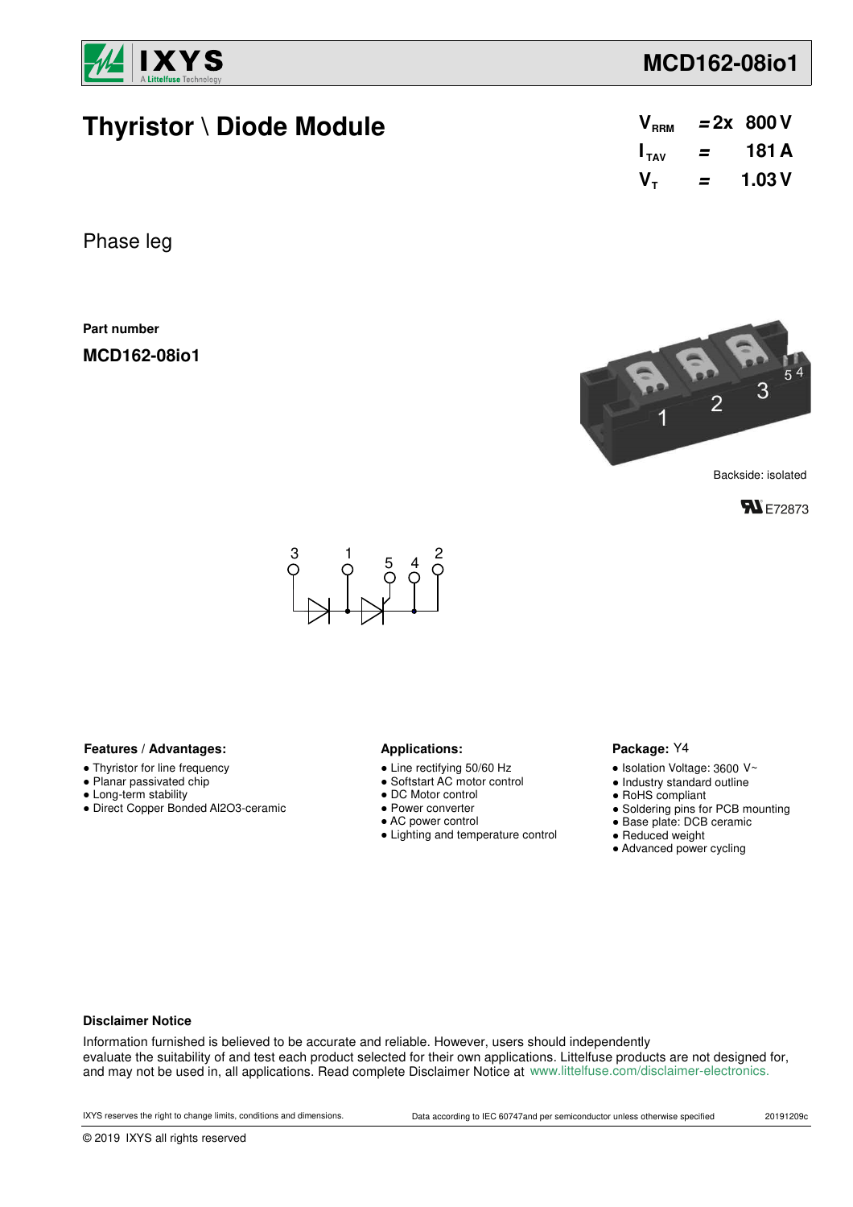# MCD162-08io1

## Thyristor \ Diode Module

$V_{RRM}$ = 2x 800 V
$I_{TAV}$ = 181 A
$V_T$ = 1.03 V

Phase leg

**Part number**

**MCD162-08io1**

Backside: isolated

E72873

3 1 5 4 2

### Features / Advantages:

- Thyristor for line frequency
- Planar passivated chip
- Long-term stability
- Direct Copper Bonded Al2O3-ceramic

### Applications:

- Line rectifying 50/60 Hz
- Softstart AC motor control
- DC Motor control
- Power converter
- AC power control
- Lighting and temperature control

### Package: Y4

- Isolation Voltage: 3600 V~
- Industry standard outline
- RoHS compliant
- Soldering pins for PCB mounting
- Base plate: DCB ceramic
- Reduced weight
- Advanced power cycling

**Disclaimer Notice**

Information furnished is believed to be accurate and reliable. However, users should independently evaluate the suitability of and test each product selected for their own applications. Littelfuse products are not designed for, and may not be used in, all applications. Read complete Disclaimer Notice at www.littelfuse.com/disclaimer-electronics.

IXYS reserves the right to change limits, conditions and dimensions. Data according to IEC 60747and per semiconductor unless otherwise specified 20191209c

© 2019 IXYS all rights reserved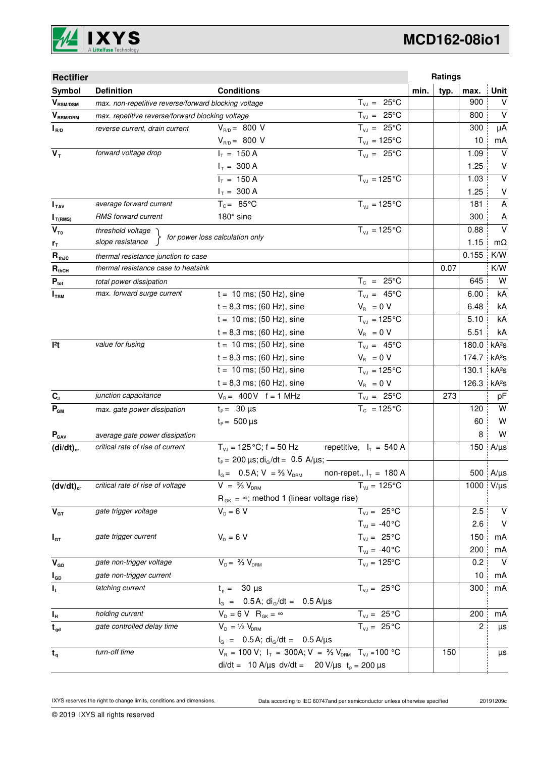# MCD162-08io1

| Rectifier | | | | Ratings | | | |
|---|---|---|---|---|---|---|---|
| **Symbol** | **Definition** | **Conditions** | | **min.** | **typ.** | **max.** | **Unit** |
| $V_{RSM/DSM}$ | *max. non-repetitive reverse/forward blocking voltage* | | $T_{VJ}$ = 25°C | | | 900 | V |
| $V_{RRM/DRM}$ | *max. repetitive reverse/forward blocking voltage* | | $T_{VJ}$ = 25°C | | | 800 | V |
| $I_{R/D}$ | *reverse current, drain current* | $V_{R/D}$ = 800 V | $T_{VJ}$ = 25°C | | | 300 | µA |
| | | $V_{R/D}$ = 800 V | $T_{VJ}$ = 125°C | | | 10 | mA |
| $V_T$ | *forward voltage drop* | $I_T$ = 150 A | $T_{VJ}$ = 25°C | | | 1.09 | V |
| | | $I_T$ = 300 A | | | | 1.25 | V |
| | | $I_T$ = 150 A | $T_{VJ}$ = 125°C | | | 1.03 | V |
| | | $I_T$ = 300 A | | | | 1.25 | V |
| $I_{TAV}$ | *average forward current* | $T_C$ = 85°C | $T_{VJ}$ = 125°C | | | 181 | A |
| $I_{T(RMS)}$ | *RMS forward current* | 180° sine | | | | 300 | A |
| $V_{T0}$ | *threshold voltage* | *for power loss calculation only* | $T_{VJ}$ = 125°C | | | 0.88 | V |
| $r_T$ | *slope resistance* | | | | | 1.15 | mΩ |
| $R_{thJC}$ | *thermal resistance junction to case* | | | | | 0.155 | K/W |
| $R_{thCH}$ | *thermal resistance case to heatsink* | | | | 0.07 | | K/W |
| $P_{tot}$ | *total power dissipation* | | $T_C$ = 25°C | | | 645 | W |
| $I_{TSM}$ | *max. forward surge current* | t = 10 ms; (50 Hz), sine | $T_{VJ}$ = 45°C | | | 6.00 | kA |
| | | t = 8,3 ms; (60 Hz), sine | $V_R$ = 0 V | | | 6.48 | kA |
| | | t = 10 ms; (50 Hz), sine | $T_{VJ}$ = 125°C | | | 5.10 | kA |
| | | t = 8,3 ms; (60 Hz), sine | $V_R$ = 0 V | | | 5.51 | kA |
| $I^2t$ | *value for fusing* | t = 10 ms; (50 Hz), sine | $T_{VJ}$ = 45°C | | | 180.0 | kA²s |
| | | t = 8,3 ms; (60 Hz), sine | $V_R$ = 0 V | | | 174.7 | kA²s |
| | | t = 10 ms; (50 Hz), sine | $T_{VJ}$ = 125°C | | | 130.1 | kA²s |
| | | t = 8,3 ms; (60 Hz), sine | $V_R$ = 0 V | | | 126.3 | kA²s |
| $C_J$ | *junction capacitance* | $V_R$ = 400 V f = 1 MHz | $T_{VJ}$ = 25°C | | 273 | | pF |
| $P_{GM}$ | *max. gate power dissipation* | $t_P$ = 30 µs | $T_C$ = 125°C | | | 120 | W |
| | | $t_P$ = 500 µs | | | | 60 | W |
| $P_{GAV}$ | *average gate power dissipation* | | | | | 8 | W |
| $(di/dt)_{cr}$ | *critical rate of rise of current* | $T_{VJ}$ = 125°C; f = 50 Hz | repetitive, $I_T$ = 540 A | | | 150 | A/µs |
| | | $t_P$ = 200 µs; $di_G/dt$ = 0.5 A/µs; | | | | | |
| | | $I_G$ = 0.5 A; V = ⅔ $V_{DRM}$ | non-repet., $I_T$ = 180 A | | | 500 | A/µs |
| $(dv/dt)_{cr}$ | *critical rate of rise of voltage* | V = ⅔ $V_{DRM}$ | $T_{VJ}$ = 125°C | | | 1000 | V/µs |
| | | $R_{GK}$ = ∞; method 1 (linear voltage rise) | | | | | |
| $V_{GT}$ | *gate trigger voltage* | $V_D$ = 6 V | $T_{VJ}$ = 25°C | | | 2.5 | V |
| | | | $T_{VJ}$ = -40°C | | | 2.6 | V |
| $I_{GT}$ | *gate trigger current* | $V_D$ = 6 V | $T_{VJ}$ = 25°C | | | 150 | mA |
| | | | $T_{VJ}$ = -40°C | | | 200 | mA |
| $V_{GD}$ | *gate non-trigger voltage* | $V_D$ = ⅔ $V_{DRM}$ | $T_{VJ}$ = 125°C | | | 0.2 | V |
| $I_{GD}$ | *gate non-trigger current* | | | | | 10 | mA |
| $I_L$ | *latching current* | $t_p$ = 30 µs | $T_{VJ}$ = 25°C | | | 300 | mA |
| | | $I_G$ = 0.5 A; $di_G/dt$ = 0.5 A/µs | | | | | |
| $I_H$ | *holding current* | $V_D$ = 6 V $R_{GK}$ = ∞ | $T_{VJ}$ = 25°C | | | 200 | mA |
| $t_{gd}$ | *gate controlled delay time* | $V_D$ = ½ $V_{DRM}$ | $T_{VJ}$ = 25°C | | | 2 | µs |
| | | $I_G$ = 0.5 A; $di_G/dt$ = 0.5 A/µs | | | | | |
| $t_q$ | *turn-off time* | $V_R$ = 100 V; $I_T$ = 300A; V = ⅔ $V_{DRM}$ | $T_{VJ}$ = 100 °C | | 150 | | µs |
| | | di/dt = 10 A/µs dv/dt = 20 V/µs $t_p$ = 200 µs | | | | | |

IXYS reserves the right to change limits, conditions and dimensions. Data according to IEC 60747and per semiconductor unless otherwise specified 20191209c

© 2019 IXYS all rights reserved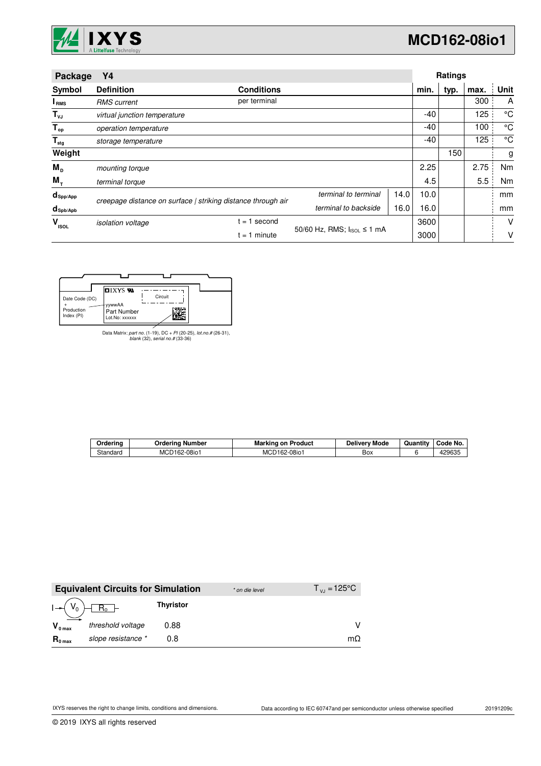| Package | Y4 | | | | Ratings | | | |
|---|---|---|---|---|---|---|---|---|
| **Symbol** | **Definition** | **Conditions** | | | **min.** | **typ.** | **max.** | **Unit** |
| $I_{RMS}$ | *RMS current* | per terminal | | | | | 300 | A |
| $T_{VJ}$ | *virtual junction temperature* | | | | -40 | | 125 | °C |
| $T_{op}$ | *operation temperature* | | | | -40 | | 100 | °C |
| $T_{stg}$ | *storage temperature* | | | | -40 | | 125 | °C |
| **Weight** | | | | | | 150 | | g |
| $M_D$ | *mounting torque* | | | | 2.25 | | 2.75 | Nm |
| $M_T$ | *terminal torque* | | | | 4.5 | | 5.5 | Nm |
| $d_{Spp/App}$ | *creepage distance on surface \| striking distance through air* | | *terminal to terminal* | 14.0 | 10.0 | | | mm |
| $d_{Spb/Apb}$ | | | *terminal to backside* | 16.0 | 16.0 | | | mm |
| $V_{ISOL}$ | *isolation voltage* | t = 1 second | 50/60 Hz, RMS; $I_{ISOL} \leq 1$ mA | | 3600 | | | V |
| | | t = 1 minute | | | 3000 | | | V |

Date Code (DC) + Production Index (PI)

IXYS | Circuit | yywwAA | Part Number | Lot.No: xxxxxx

Data Matrix: *part no.* (1-19), DC + *PI* (20-25), *lot.no.#* (26-31), *blank* (32), *serial no.#* (33-36)

| Ordering | Ordering Number | Marking on Product | Delivery Mode | Quantity | Code No. |
|---|---|---|---|---|---|
| Standard | MCD162-08io1 | MCD162-08io1 | Box | 6 | 429635 |

| Equivalent Circuits for Simulation | | * on die level | $T_{VJ} = 125°C$ |
|---|---|---|---|
| $I \rightarrow (V_0) - [R_0] -$ | | **Thyristor** | |
| $V_{0\,max}$ | *threshold voltage* | 0.88 | V |
| $R_{0\,max}$ | *slope resistance* * | 0.8 | mΩ |

IXYS reserves the right to change limits, conditions and dimensions. Data according to IEC 60747and per semiconductor unless otherwise specified 20191209c

© 2019 IXYS all rights reserved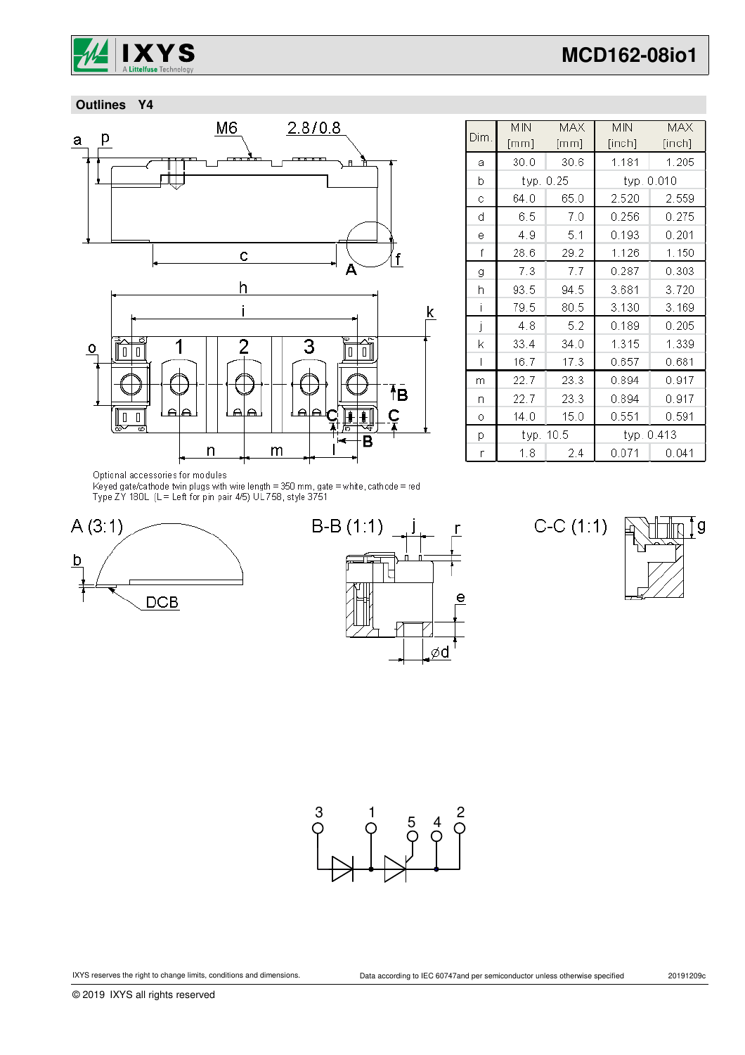## Outlines Y4

| Dim. | MIN [mm] | MAX [mm] | MIN [inch] | MAX [inch] |
|---|---|---|---|---|
| a | 30.0 | 30.6 | 1.181 | 1.205 |
| b | typ. 0.25 | | typ. 0.010 | |
| c | 64.0 | 65.0 | 2.520 | 2.559 |
| d | 6.5 | 7.0 | 0.256 | 0.275 |
| e | 4.9 | 5.1 | 0.193 | 0.201 |
| f | 28.6 | 29.2 | 1.126 | 1.150 |
| g | 7.3 | 7.7 | 0.287 | 0.303 |
| h | 93.5 | 94.5 | 3.681 | 3.720 |
| i | 79.5 | 80.5 | 3.130 | 3.169 |
| j | 4.8 | 5.2 | 0.189 | 0.205 |
| k | 33.4 | 34.0 | 1.315 | 1.339 |
| l | 16.7 | 17.3 | 0.657 | 0.681 |
| m | 22.7 | 23.3 | 0.894 | 0.917 |
| n | 22.7 | 23.3 | 0.894 | 0.917 |
| o | 14.0 | 15.0 | 0.551 | 0.591 |
| p | typ. 10.5 | | typ. 0.413 | |
| r | 1.8 | 2.4 | 0.071 | 0.041 |

Optional accessories for modules
Keyed gate/cathode twin plugs with wire length = 350 mm, gate = white, cathode = red
Type ZY 180L (L = Left for pin pair 4/5) UL758, style 3751

A (3:1)

B-B (1:1)

C-C (1:1)

IXYS reserves the right to change limits, conditions and dimensions.

Data according to IEC 60747and per semiconductor unless otherwise specified

20191209c

© 2019 IXYS all rights reserved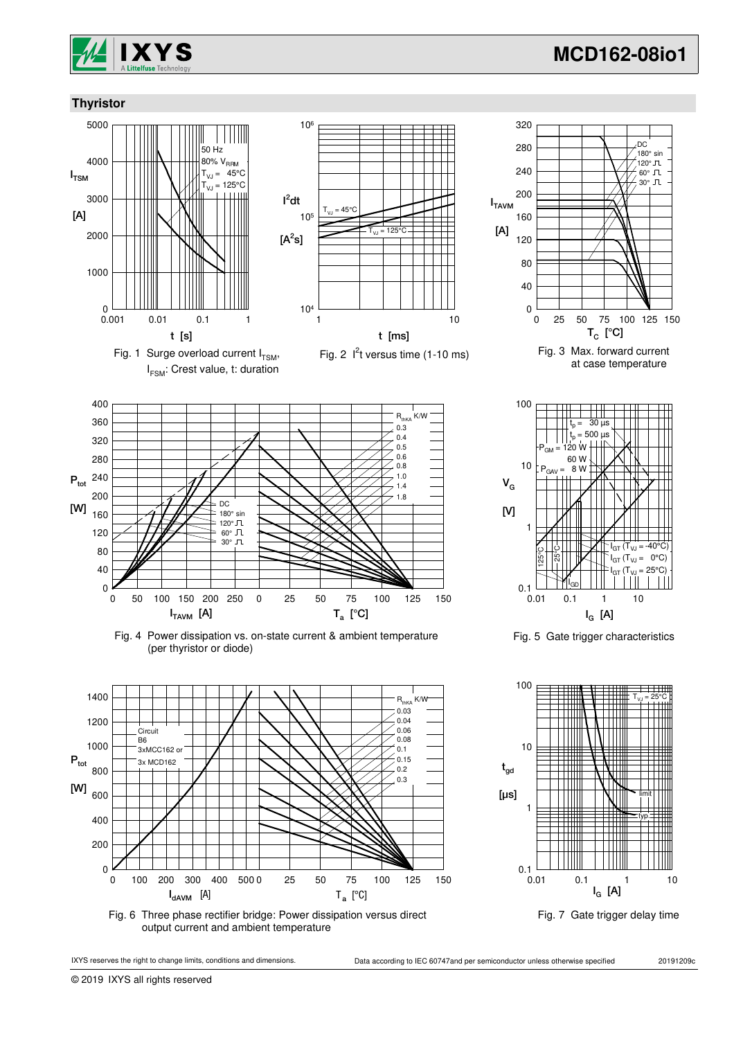## Thyristor

Fig. 1 Surge overload current $I_{TSM}$, $I_{FSM}$: Crest value, t: duration

Fig. 2 $I^2t$ versus time (1-10 ms)

Fig. 3 Max. forward current at case temperature

Fig. 4 Power dissipation vs. on-state current & ambient temperature (per thyristor or diode)

Fig. 5 Gate trigger characteristics

Fig. 6 Three phase rectifier bridge: Power dissipation versus direct output current and ambient temperature

Fig. 7 Gate trigger delay time

IXYS reserves the right to change limits, conditions and dimensions.

Data according to IEC 60747and per semiconductor unless otherwise specified

20191209c

© 2019 IXYS all rights reserved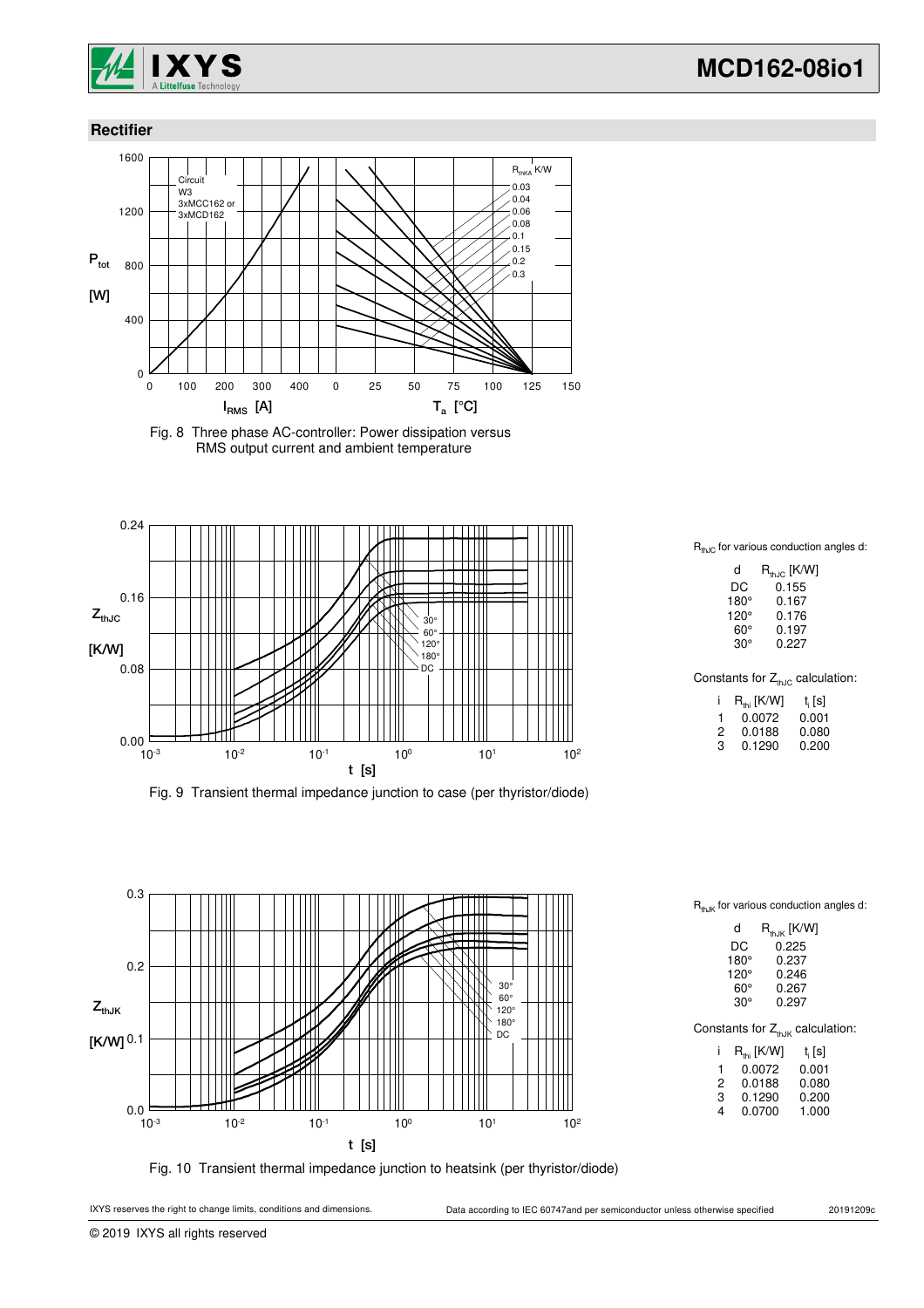## Rectifier

1600

1200

800

400

0

$P_{tot}$

[W]

Circuit
W3
3xMCC162 or
3xMCD162

0 100 200 300 400

$I_{RMS}$ [A]

0 25 50 75 100 125 150

$T_a$ [°C]

$R_{thKA}$ K/W
0.03
0.04
0.06
0.08
0.1
0.15
0.2
0.3

Fig. 8 Three phase AC-controller: Power dissipation versus RMS output current and ambient temperature

0.24

0.16

0.08

0.00

$Z_{thJC}$

[K/W]

30°
60°
120°
180°
DC

$10^{-3}$ $10^{-2}$ $10^{-1}$ $10^{0}$ $10^{1}$ $10^{2}$

t [s]

Fig. 9 Transient thermal impedance junction to case (per thyristor/diode)

$R_{thJC}$ for various conduction angles d:

| d | $R_{thJC}$ [K/W] |
|---|---|
| DC | 0.155 |
| 180° | 0.167 |
| 120° | 0.176 |
| 60° | 0.197 |
| 30° | 0.227 |

Constants for $Z_{thJC}$ calculation:

| i | $R_{thi}$ [K/W] | $t_i$ [s] |
|---|---|---|
| 1 | 0.0072 | 0.001 |
| 2 | 0.0188 | 0.080 |
| 3 | 0.1290 | 0.200 |

0.3

0.2

0.1

0.0

$Z_{thJK}$

[K/W]

30°
60°
120°
180°
DC

$10^{-3}$ $10^{-2}$ $10^{-1}$ $10^{0}$ $10^{1}$ $10^{2}$

t [s]

Fig. 10 Transient thermal impedance junction to heatsink (per thyristor/diode)

$R_{thJK}$ for various conduction angles d:

| d | $R_{thJK}$ [K/W] |
|---|---|
| DC | 0.225 |
| 180° | 0.237 |
| 120° | 0.246 |
| 60° | 0.267 |
| 30° | 0.297 |

Constants for $Z_{thJK}$ calculation:

| i | $R_{thi}$ [K/W] | $t_i$ [s] |
|---|---|---|
| 1 | 0.0072 | 0.001 |
| 2 | 0.0188 | 0.080 |
| 3 | 0.1290 | 0.200 |
| 4 | 0.0700 | 1.000 |

IXYS reserves the right to change limits, conditions and dimensions.

Data according to IEC 60747and per semiconductor unless otherwise specified

20191209c

© 2019 IXYS all rights reserved